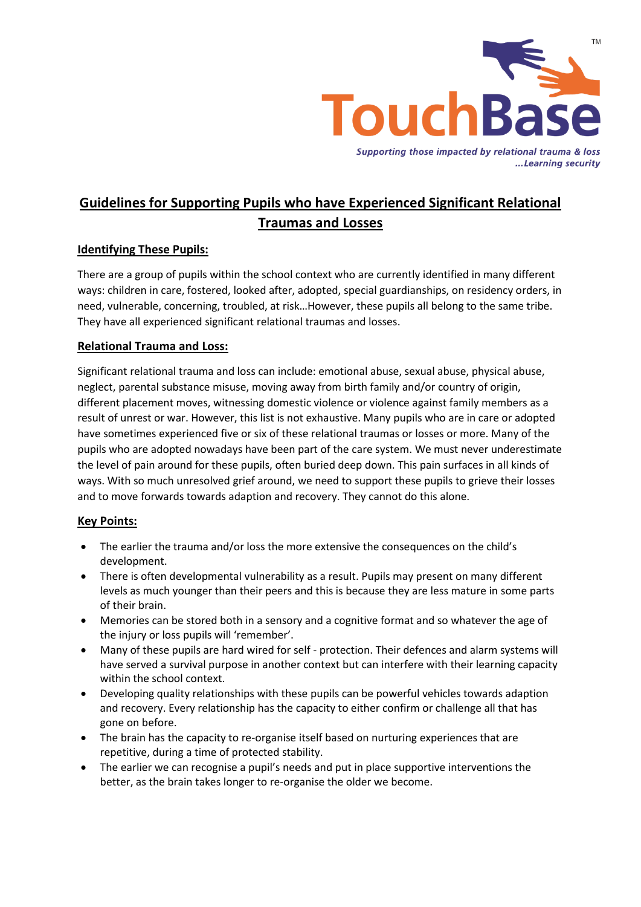TouchBase™

*Supporting those impacted by relational trauma & loss*
*...Learning security*

# Guidelines for Supporting Pupils who have Experienced Significant Relational Traumas and Losses

## Identifying These Pupils:

There are a group of pupils within the school context who are currently identified in many different ways: children in care, fostered, looked after, adopted, special guardianships, on residency orders, in need, vulnerable, concerning, troubled, at risk…However, these pupils all belong to the same tribe. They have all experienced significant relational traumas and losses.

## Relational Trauma and Loss:

Significant relational trauma and loss can include: emotional abuse, sexual abuse, physical abuse, neglect, parental substance misuse, moving away from birth family and/or country of origin, different placement moves, witnessing domestic violence or violence against family members as a result of unrest or war. However, this list is not exhaustive. Many pupils who are in care or adopted have sometimes experienced five or six of these relational traumas or losses or more. Many of the pupils who are adopted nowadays have been part of the care system. We must never underestimate the level of pain around for these pupils, often buried deep down. This pain surfaces in all kinds of ways. With so much unresolved grief around, we need to support these pupils to grieve their losses and to move forwards towards adaption and recovery. They cannot do this alone.

## Key Points:

- The earlier the trauma and/or loss the more extensive the consequences on the child's development.
- There is often developmental vulnerability as a result. Pupils may present on many different levels as much younger than their peers and this is because they are less mature in some parts of their brain.
- Memories can be stored both in a sensory and a cognitive format and so whatever the age of the injury or loss pupils will 'remember'.
- Many of these pupils are hard wired for self - protection. Their defences and alarm systems will have served a survival purpose in another context but can interfere with their learning capacity within the school context.
- Developing quality relationships with these pupils can be powerful vehicles towards adaption and recovery. Every relationship has the capacity to either confirm or challenge all that has gone on before.
- The brain has the capacity to re-organise itself based on nurturing experiences that are repetitive, during a time of protected stability.
- The earlier we can recognise a pupil's needs and put in place supportive interventions the better, as the brain takes longer to re-organise the older we become.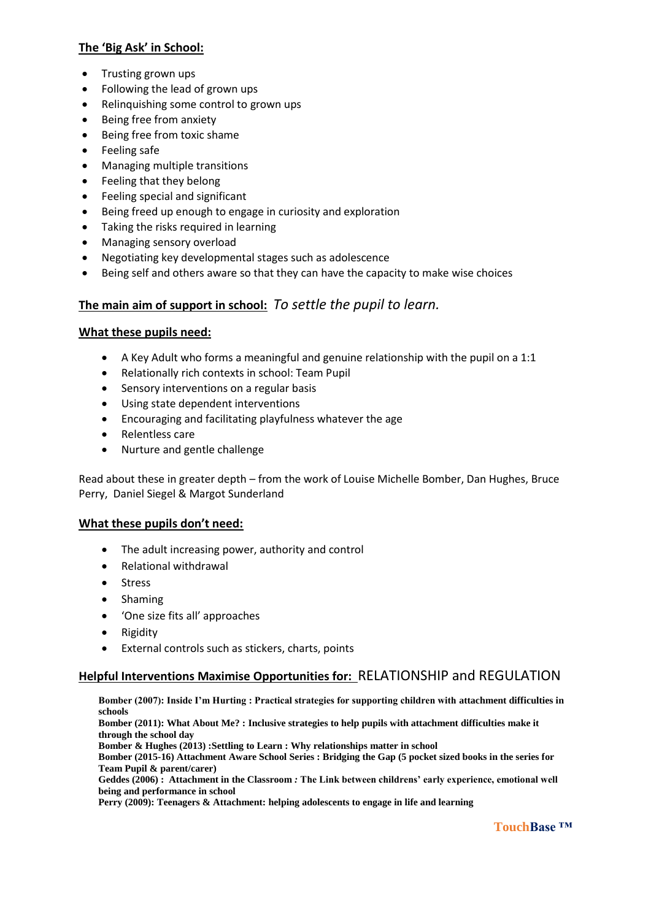## The 'Big Ask' in School:

- Trusting grown ups
- Following the lead of grown ups
- Relinquishing some control to grown ups
- Being free from anxiety
- Being free from toxic shame
- Feeling safe
- Managing multiple transitions
- Feeling that they belong
- Feeling special and significant
- Being freed up enough to engage in curiosity and exploration
- Taking the risks required in learning
- Managing sensory overload
- Negotiating key developmental stages such as adolescence
- Being self and others aware so that they can have the capacity to make wise choices

## The main aim of support in school: *To settle the pupil to learn.*

## What these pupils need:

- A Key Adult who forms a meaningful and genuine relationship with the pupil on a 1:1
- Relationally rich contexts in school: Team Pupil
- Sensory interventions on a regular basis
- Using state dependent interventions
- Encouraging and facilitating playfulness whatever the age
- Relentless care
- Nurture and gentle challenge

Read about these in greater depth – from the work of Louise Michelle Bomber, Dan Hughes, Bruce Perry, Daniel Siegel & Margot Sunderland

## What these pupils don't need:

- The adult increasing power, authority and control
- Relational withdrawal
- Stress
- Shaming
- 'One size fits all' approaches
- Rigidity
- External controls such as stickers, charts, points

## Helpful Interventions Maximise Opportunities for: RELATIONSHIP and REGULATION

**Bomber (2007): Inside I'm Hurting : Practical strategies for supporting children with attachment difficulties in schools**
**Bomber (2011): What About Me? : Inclusive strategies to help pupils with attachment difficulties make it through the school day**
**Bomber & Hughes (2013) :Settling to Learn : Why relationships matter in school**
**Bomber (2015-16) Attachment Aware School Series : Bridging the Gap (5 pocket sized books in the series for Team Pupil & parent/carer)**
**Geddes (2006) : Attachment in the Classroom : The Link between childrens' early experience, emotional well being and performance in school**
**Perry (2009): Teenagers & Attachment: helping adolescents to engage in life and learning**

**TouchBase ™**